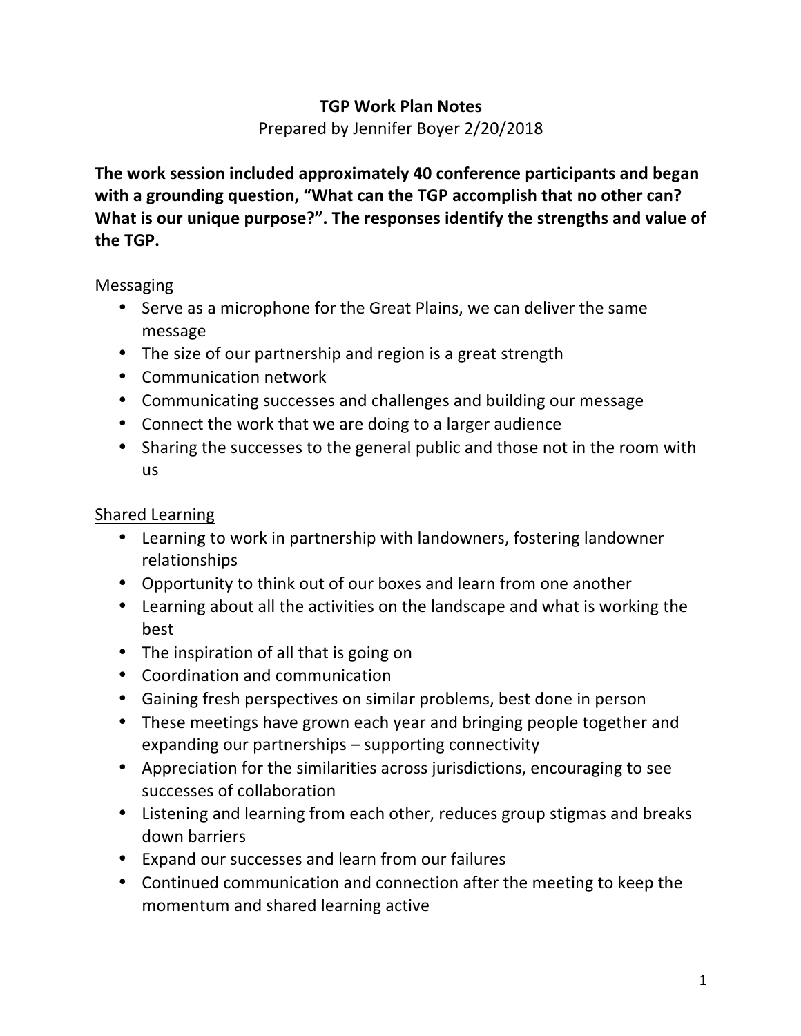# TGP Work Plan Notes

Prepared by Jennifer Boyer 2/20/2018

**The work session included approximately 40 conference participants and began with a grounding question, "What can the TGP accomplish that no other can? What is our unique purpose?". The responses identify the strengths and value of the TGP.**

## Messaging

- Serve as a microphone for the Great Plains, we can deliver the same message
- The size of our partnership and region is a great strength
- Communication network
- Communicating successes and challenges and building our message
- Connect the work that we are doing to a larger audience
- Sharing the successes to the general public and those not in the room with us

## Shared Learning

- Learning to work in partnership with landowners, fostering landowner relationships
- Opportunity to think out of our boxes and learn from one another
- Learning about all the activities on the landscape and what is working the best
- The inspiration of all that is going on
- Coordination and communication
- Gaining fresh perspectives on similar problems, best done in person
- These meetings have grown each year and bringing people together and expanding our partnerships – supporting connectivity
- Appreciation for the similarities across jurisdictions, encouraging to see successes of collaboration
- Listening and learning from each other, reduces group stigmas and breaks down barriers
- Expand our successes and learn from our failures
- Continued communication and connection after the meeting to keep the momentum and shared learning active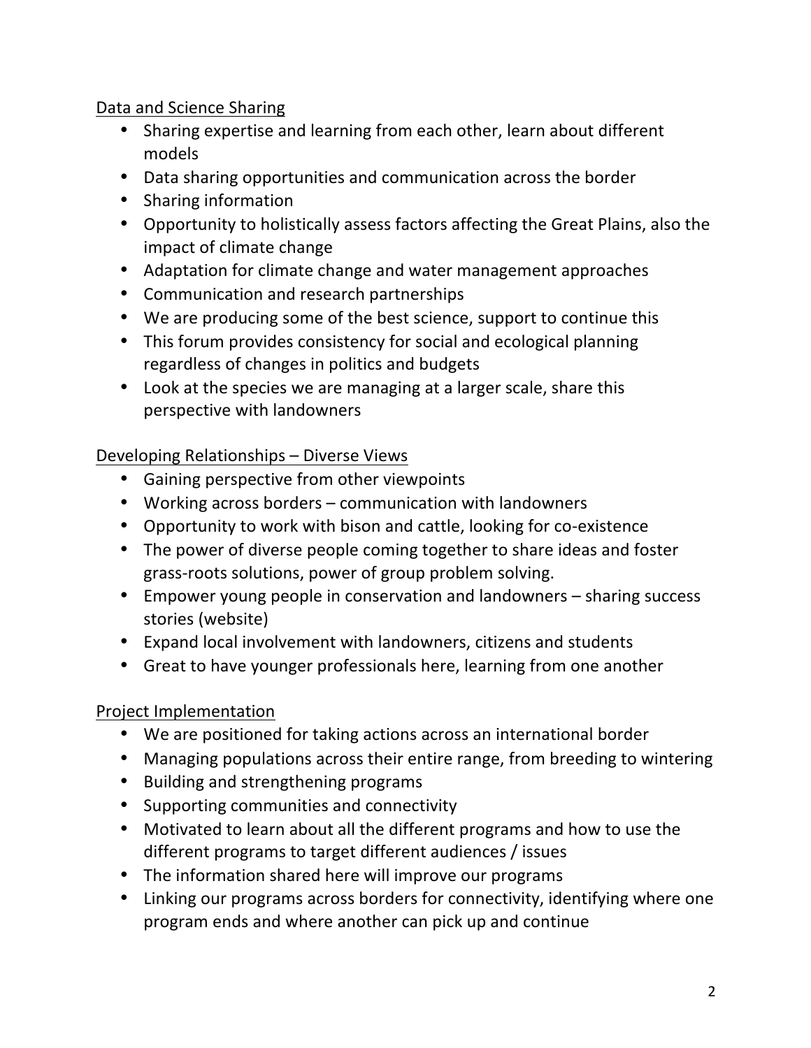Data and Science Sharing

- Sharing expertise and learning from each other, learn about different models
- Data sharing opportunities and communication across the border
- Sharing information
- Opportunity to holistically assess factors affecting the Great Plains, also the impact of climate change
- Adaptation for climate change and water management approaches
- Communication and research partnerships
- We are producing some of the best science, support to continue this
- This forum provides consistency for social and ecological planning regardless of changes in politics and budgets
- Look at the species we are managing at a larger scale, share this perspective with landowners

Developing Relationships – Diverse Views

- Gaining perspective from other viewpoints
- Working across borders – communication with landowners
- Opportunity to work with bison and cattle, looking for co-existence
- The power of diverse people coming together to share ideas and foster grass-roots solutions, power of group problem solving.
- Empower young people in conservation and landowners – sharing success stories (website)
- Expand local involvement with landowners, citizens and students
- Great to have younger professionals here, learning from one another

Project Implementation

- We are positioned for taking actions across an international border
- Managing populations across their entire range, from breeding to wintering
- Building and strengthening programs
- Supporting communities and connectivity
- Motivated to learn about all the different programs and how to use the different programs to target different audiences / issues
- The information shared here will improve our programs
- Linking our programs across borders for connectivity, identifying where one program ends and where another can pick up and continue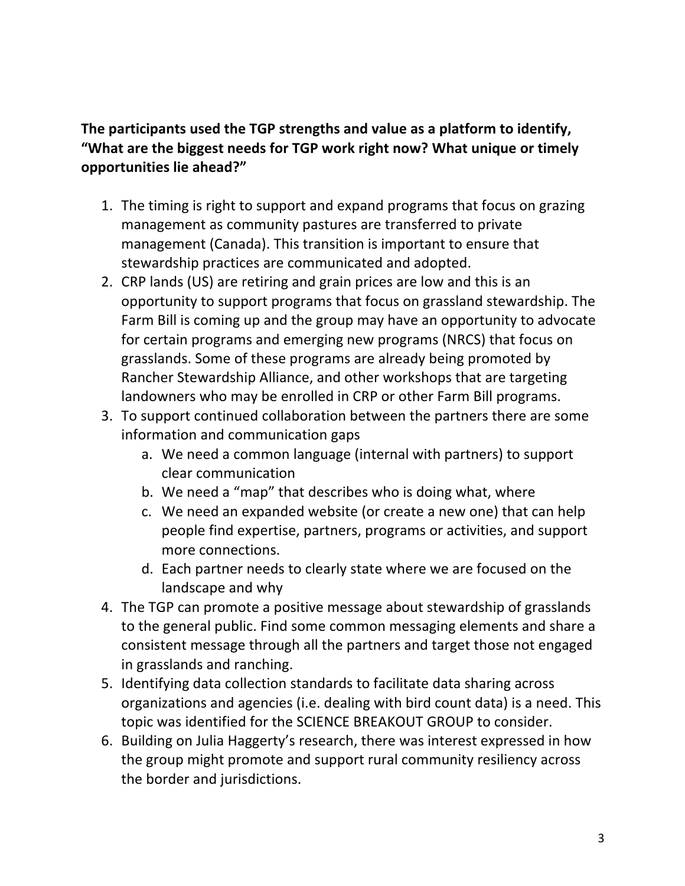**The participants used the TGP strengths and value as a platform to identify, "What are the biggest needs for TGP work right now? What unique or timely opportunities lie ahead?"**

1. The timing is right to support and expand programs that focus on grazing management as community pastures are transferred to private management (Canada). This transition is important to ensure that stewardship practices are communicated and adopted.
2. CRP lands (US) are retiring and grain prices are low and this is an opportunity to support programs that focus on grassland stewardship. The Farm Bill is coming up and the group may have an opportunity to advocate for certain programs and emerging new programs (NRCS) that focus on grasslands. Some of these programs are already being promoted by Rancher Stewardship Alliance, and other workshops that are targeting landowners who may be enrolled in CRP or other Farm Bill programs.
3. To support continued collaboration between the partners there are some information and communication gaps
   a. We need a common language (internal with partners) to support clear communication
   b. We need a "map" that describes who is doing what, where
   c. We need an expanded website (or create a new one) that can help people find expertise, partners, programs or activities, and support more connections.
   d. Each partner needs to clearly state where we are focused on the landscape and why
4. The TGP can promote a positive message about stewardship of grasslands to the general public. Find some common messaging elements and share a consistent message through all the partners and target those not engaged in grasslands and ranching.
5. Identifying data collection standards to facilitate data sharing across organizations and agencies (i.e. dealing with bird count data) is a need. This topic was identified for the SCIENCE BREAKOUT GROUP to consider.
6. Building on Julia Haggerty's research, there was interest expressed in how the group might promote and support rural community resiliency across the border and jurisdictions.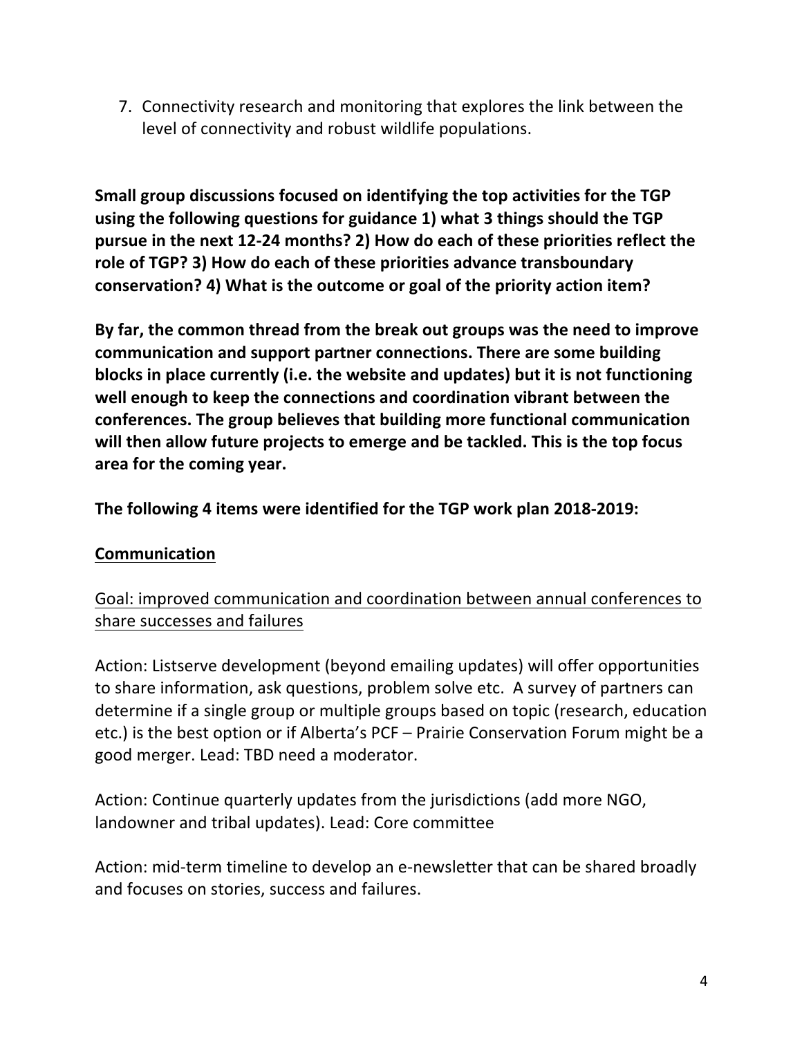7. Connectivity research and monitoring that explores the link between the level of connectivity and robust wildlife populations.

**Small group discussions focused on identifying the top activities for the TGP using the following questions for guidance 1) what 3 things should the TGP pursue in the next 12-24 months? 2) How do each of these priorities reflect the role of TGP? 3) How do each of these priorities advance transboundary conservation? 4) What is the outcome or goal of the priority action item?**

**By far, the common thread from the break out groups was the need to improve communication and support partner connections. There are some building blocks in place currently (i.e. the website and updates) but it is not functioning well enough to keep the connections and coordination vibrant between the conferences. The group believes that building more functional communication will then allow future projects to emerge and be tackled. This is the top focus area for the coming year.**

**The following 4 items were identified for the TGP work plan 2018-2019:**

<u>**Communication**</u>

<u>Goal: improved communication and coordination between annual conferences to share successes and failures</u>

Action: Listserve development (beyond emailing updates) will offer opportunities to share information, ask questions, problem solve etc. A survey of partners can determine if a single group or multiple groups based on topic (research, education etc.) is the best option or if Alberta's PCF – Prairie Conservation Forum might be a good merger. Lead: TBD need a moderator.

Action: Continue quarterly updates from the jurisdictions (add more NGO, landowner and tribal updates). Lead: Core committee

Action: mid-term timeline to develop an e-newsletter that can be shared broadly and focuses on stories, success and failures.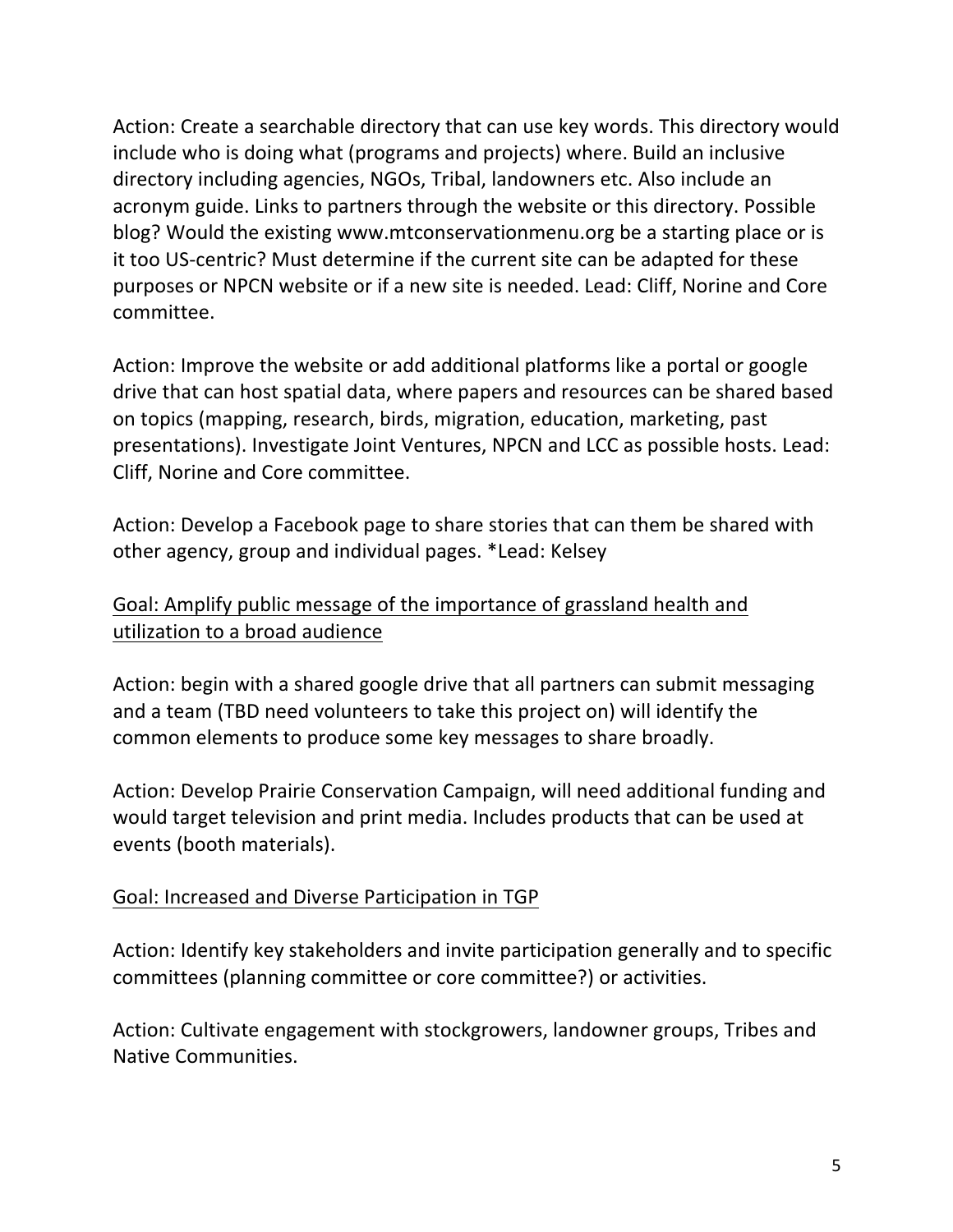Action: Create a searchable directory that can use key words. This directory would include who is doing what (programs and projects) where. Build an inclusive directory including agencies, NGOs, Tribal, landowners etc. Also include an acronym guide. Links to partners through the website or this directory. Possible blog? Would the existing www.mtconservationmenu.org be a starting place or is it too US-centric? Must determine if the current site can be adapted for these purposes or NPCN website or if a new site is needed. Lead: Cliff, Norine and Core committee.

Action: Improve the website or add additional platforms like a portal or google drive that can host spatial data, where papers and resources can be shared based on topics (mapping, research, birds, migration, education, marketing, past presentations). Investigate Joint Ventures, NPCN and LCC as possible hosts. Lead: Cliff, Norine and Core committee.

Action: Develop a Facebook page to share stories that can them be shared with other agency, group and individual pages. *Lead: Kelsey

<u>Goal: Amplify public message of the importance of grassland health and utilization to a broad audience</u>

Action: begin with a shared google drive that all partners can submit messaging and a team (TBD need volunteers to take this project on) will identify the common elements to produce some key messages to share broadly.

Action: Develop Prairie Conservation Campaign, will need additional funding and would target television and print media. Includes products that can be used at events (booth materials).

<u>Goal: Increased and Diverse Participation in TGP</u>

Action: Identify key stakeholders and invite participation generally and to specific committees (planning committee or core committee?) or activities.

Action: Cultivate engagement with stockgrowers, landowner groups, Tribes and Native Communities.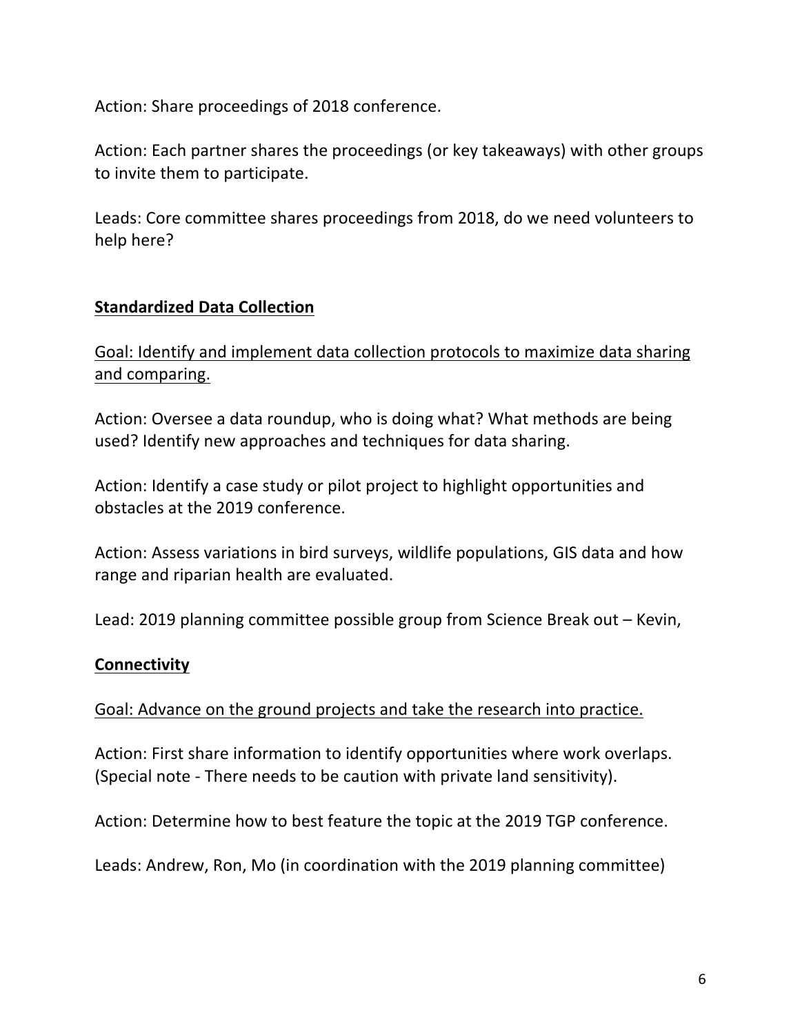Action: Share proceedings of 2018 conference.

Action: Each partner shares the proceedings (or key takeaways) with other groups to invite them to participate.

Leads: Core committee shares proceedings from 2018, do we need volunteers to help here?

**<u>Standardized Data Collection</u>**

<u>Goal: Identify and implement data collection protocols to maximize data sharing and comparing.</u>

Action: Oversee a data roundup, who is doing what? What methods are being used? Identify new approaches and techniques for data sharing.

Action: Identify a case study or pilot project to highlight opportunities and obstacles at the 2019 conference.

Action: Assess variations in bird surveys, wildlife populations, GIS data and how range and riparian health are evaluated.

Lead: 2019 planning committee possible group from Science Break out – Kevin,

**<u>Connectivity</u>**

<u>Goal: Advance on the ground projects and take the research into practice.</u>

Action: First share information to identify opportunities where work overlaps. (Special note - There needs to be caution with private land sensitivity).

Action: Determine how to best feature the topic at the 2019 TGP conference.

Leads: Andrew, Ron, Mo (in coordination with the 2019 planning committee)